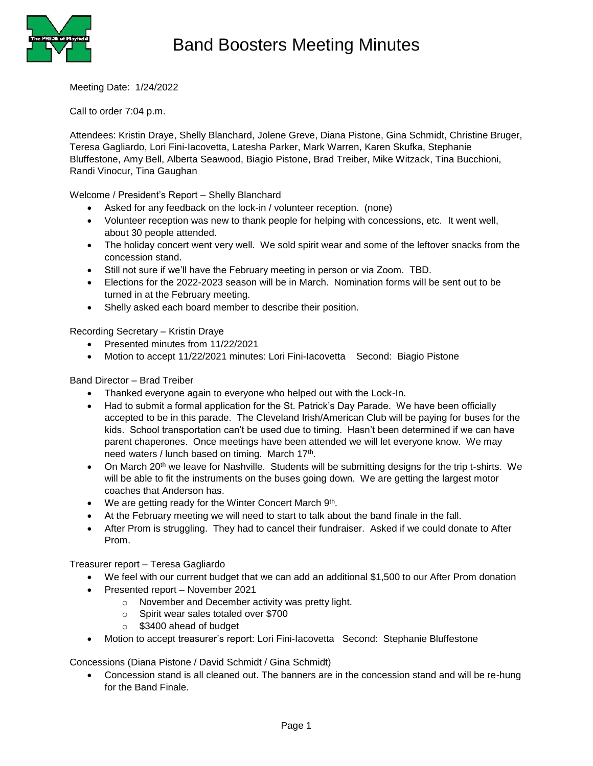# Band Boosters Meeting Minutes

Meeting Date: 1/24/2022

Call to order 7:04 p.m.

Attendees: Kristin Draye, Shelly Blanchard, Jolene Greve, Diana Pistone, Gina Schmidt, Christine Bruger, Teresa Gagliardo, Lori Fini-Iacovetta, Latesha Parker, Mark Warren, Karen Skufka, Stephanie Bluffestone, Amy Bell, Alberta Seawood, Biagio Pistone, Brad Treiber, Mike Witzack, Tina Bucchioni, Randi Vinocur, Tina Gaughan

Welcome / President's Report – Shelly Blanchard

- Asked for any feedback on the lock-in / volunteer reception. (none)
- Volunteer reception was new to thank people for helping with concessions, etc. It went well, about 30 people attended.
- The holiday concert went very well. We sold spirit wear and some of the leftover snacks from the concession stand.
- Still not sure if we'll have the February meeting in person or via Zoom. TBD.
- Elections for the 2022-2023 season will be in March. Nomination forms will be sent out to be turned in at the February meeting.
- Shelly asked each board member to describe their position.

Recording Secretary – Kristin Draye

- Presented minutes from 11/22/2021
- Motion to accept 11/22/2021 minutes: Lori Fini-Iacovetta Second: Biagio Pistone

Band Director – Brad Treiber

- Thanked everyone again to everyone who helped out with the Lock-In.
- Had to submit a formal application for the St. Patrick's Day Parade. We have been officially accepted to be in this parade. The Cleveland Irish/American Club will be paying for buses for the kids. School transportation can't be used due to timing. Hasn't been determined if we can have parent chaperones. Once meetings have been attended we will let everyone know. We may need waters / lunch based on timing. March 17th.
- On March 20th we leave for Nashville. Students will be submitting designs for the trip t-shirts. We will be able to fit the instruments on the buses going down. We are getting the largest motor coaches that Anderson has.
- We are getting ready for the Winter Concert March 9th.
- At the February meeting we will need to start to talk about the band finale in the fall.
- After Prom is struggling. They had to cancel their fundraiser. Asked if we could donate to After Prom.

Treasurer report – Teresa Gagliardo

- We feel with our current budget that we can add an additional $1,500 to our After Prom donation
- Presented report – November 2021
  - November and December activity was pretty light.
  - Spirit wear sales totaled over $700
  - $3400 ahead of budget
- Motion to accept treasurer's report: Lori Fini-Iacovetta Second: Stephanie Bluffestone

Concessions (Diana Pistone / David Schmidt / Gina Schmidt)

- Concession stand is all cleaned out. The banners are in the concession stand and will be re-hung for the Band Finale.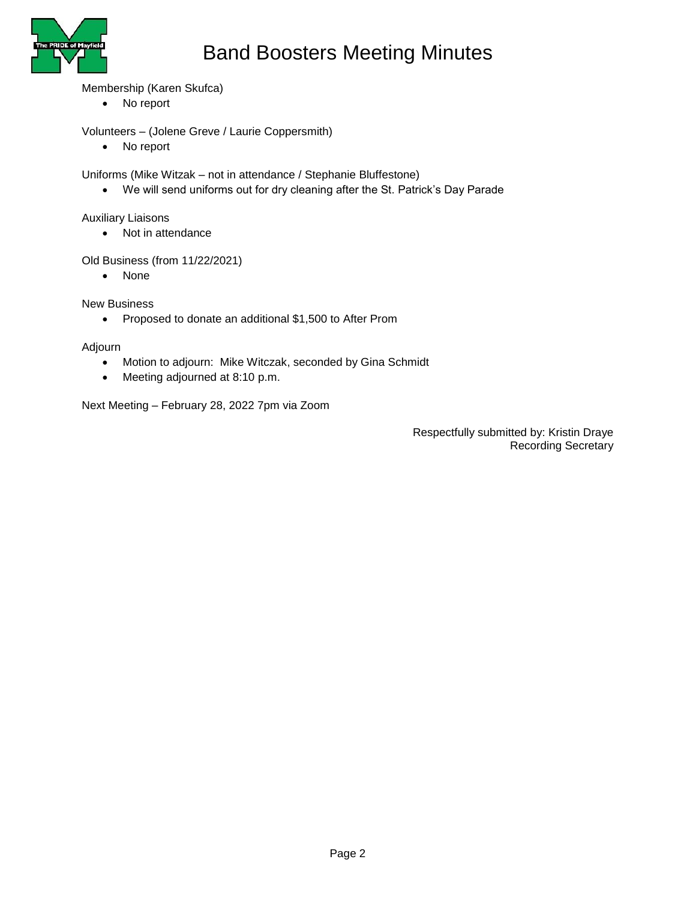Membership (Karen Skufca)

- No report

Volunteers – (Jolene Greve / Laurie Coppersmith)

- No report

Uniforms (Mike Witzak – not in attendance / Stephanie Bluffestone)

- We will send uniforms out for dry cleaning after the St. Patrick's Day Parade

Auxiliary Liaisons

- Not in attendance

Old Business (from 11/22/2021)

- None

New Business

- Proposed to donate an additional $1,500 to After Prom

Adjourn

- Motion to adjourn: Mike Witczak, seconded by Gina Schmidt
- Meeting adjourned at 8:10 p.m.

Next Meeting – February 28, 2022 7pm via Zoom

Respectfully submitted by: Kristin Draye
Recording Secretary